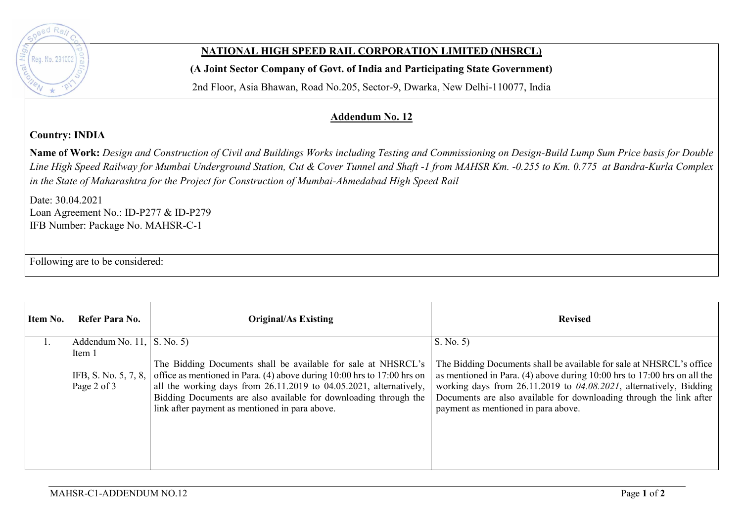# NATIONAL HIGH SPEED RAIL CORPORATION LIMITED (NHSRCL)

**(A Joint Sector Company of Govt. of India and Participating State Government)**

2nd Floor, Asia Bhawan, Road No.205, Sector-9, Dwarka, New Delhi-110077, India

## Addendum No. 12

**Country: INDIA**

**Name of Work:** *Design and Construction of Civil and Buildings Works including Testing and Commissioning on Design-Build Lump Sum Price basis for Double Line High Speed Railway for Mumbai Underground Station, Cut & Cover Tunnel and Shaft -1 from MAHSR Km. -0.255 to Km. 0.775 at Bandra-Kurla Complex in the State of Maharashtra for the Project for Construction of Mumbai-Ahmedabad High Speed Rail*

Date: 30.04.2021
Loan Agreement No.: ID-P277 & ID-P279
IFB Number: Package No. MAHSR-C-1

Following are to be considered:

| Item No. | Refer Para No. | Original/As Existing | Revised |
|---|---|---|---|
| 1. | Addendum No. 11, Item 1<br><br>IFB, S. No. 5, 7, 8, Page 2 of 3 | S. No. 5)<br><br>The Bidding Documents shall be available for sale at NHSRCL's office as mentioned in Para. (4) above during 10:00 hrs to 17:00 hrs on all the working days from 26.11.2019 to 04.05.2021, alternatively, Bidding Documents are also available for downloading through the link after payment as mentioned in para above. | S. No. 5)<br><br>The Bidding Documents shall be available for sale at NHSRCL's office as mentioned in Para. (4) above during 10:00 hrs to 17:00 hrs on all the working days from 26.11.2019 to *04.08.2021*, alternatively, Bidding Documents are also available for downloading through the link after payment as mentioned in para above. |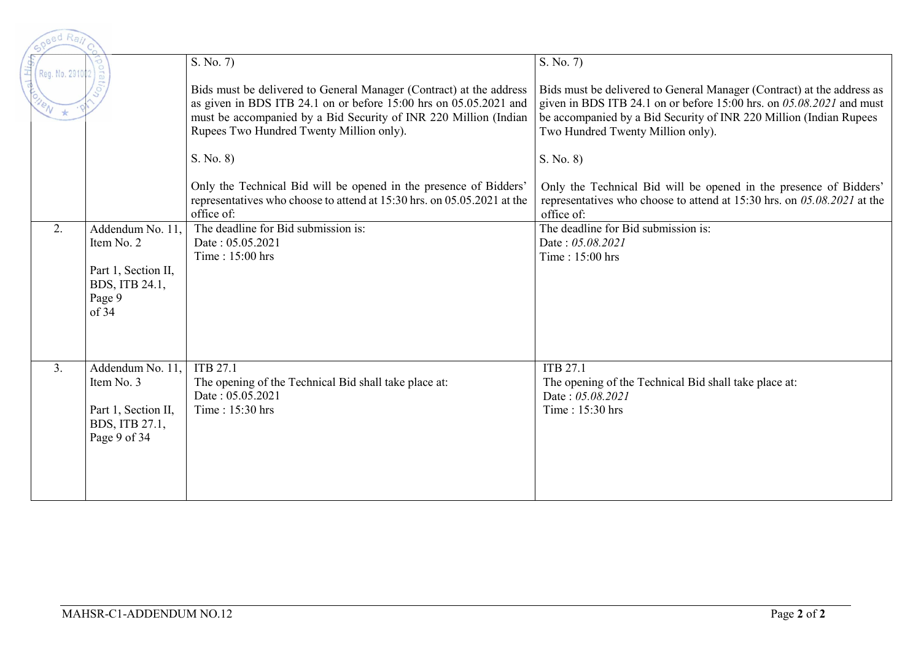| | | | |
|---|---|---|---|
| | | S. No. 7)<br><br>Bids must be delivered to General Manager (Contract) at the address as given in BDS ITB 24.1 on or before 15:00 hrs on 05.05.2021 and must be accompanied by a Bid Security of INR 220 Million (Indian Rupees Two Hundred Twenty Million only).<br><br>S. No. 8)<br><br>Only the Technical Bid will be opened in the presence of Bidders' representatives who choose to attend at 15:30 hrs. on 05.05.2021 at the office of: | S. No. 7)<br><br>Bids must be delivered to General Manager (Contract) at the address as given in BDS ITB 24.1 on or before 15:00 hrs. on *05.08.2021* and must be accompanied by a Bid Security of INR 220 Million (Indian Rupees Two Hundred Twenty Million only).<br><br>S. No. 8)<br><br>Only the Technical Bid will be opened in the presence of Bidders' representatives who choose to attend at 15:30 hrs. on *05.08.2021* at the office of: |
| 2. | Addendum No. 11, Item No. 2<br><br>Part 1, Section II, BDS, ITB 24.1, Page 9 of 34 | The deadline for Bid submission is:<br>Date : 05.05.2021<br>Time : 15:00 hrs | The deadline for Bid submission is:<br>Date : *05.08.2021*<br>Time : 15:00 hrs |
| 3. | Addendum No. 11, Item No. 3<br><br>Part 1, Section II, BDS, ITB 27.1, Page 9 of 34 | ITB 27.1<br>The opening of the Technical Bid shall take place at:<br>Date : 05.05.2021<br>Time : 15:30 hrs | ITB 27.1<br>The opening of the Technical Bid shall take place at:<br>Date : *05.08.2021*<br>Time : 15:30 hrs |